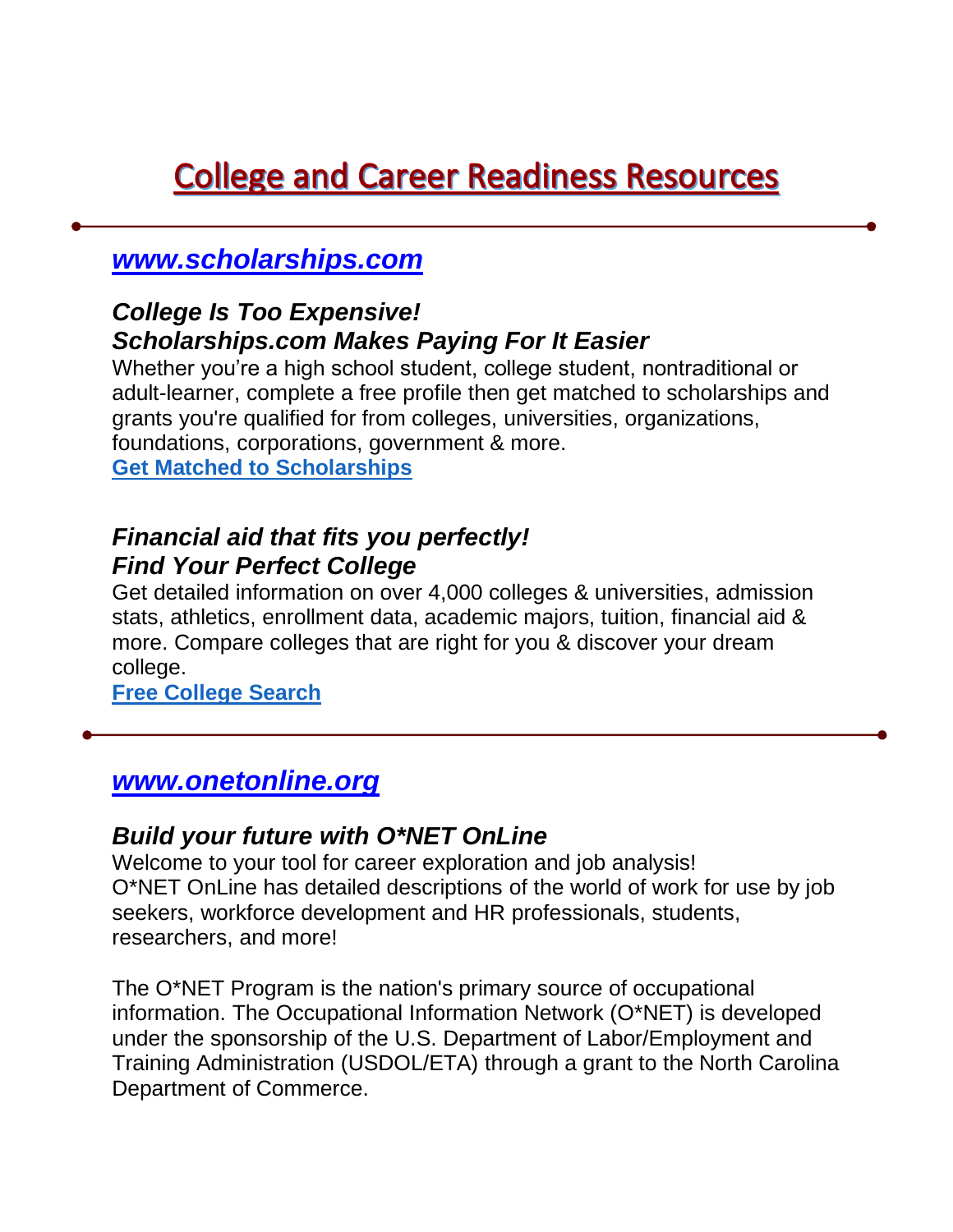# College and Career Readiness Resources

---

## *www.scholarships.com*

### *College Is Too Expensive!*
### *Scholarships.com Makes Paying For It Easier*

Whether you're a high school student, college student, nontraditional or adult-learner, complete a free profile then get matched to scholarships and grants you're qualified for from colleges, universities, organizations, foundations, corporations, government & more.

**Get Matched to Scholarships**

### *Financial aid that fits you perfectly!*
### *Find Your Perfect College*

Get detailed information on over 4,000 colleges & universities, admission stats, athletics, enrollment data, academic majors, tuition, financial aid & more. Compare colleges that are right for you & discover your dream college.

**Free College Search**

---

## *www.onetonline.org*

### *Build your future with O*NET OnLine*

Welcome to your tool for career exploration and job analysis!
O*NET OnLine has detailed descriptions of the world of work for use by job seekers, workforce development and HR professionals, students, researchers, and more!

The O*NET Program is the nation's primary source of occupational information. The Occupational Information Network (O*NET) is developed under the sponsorship of the U.S. Department of Labor/Employment and Training Administration (USDOL/ETA) through a grant to the North Carolina Department of Commerce.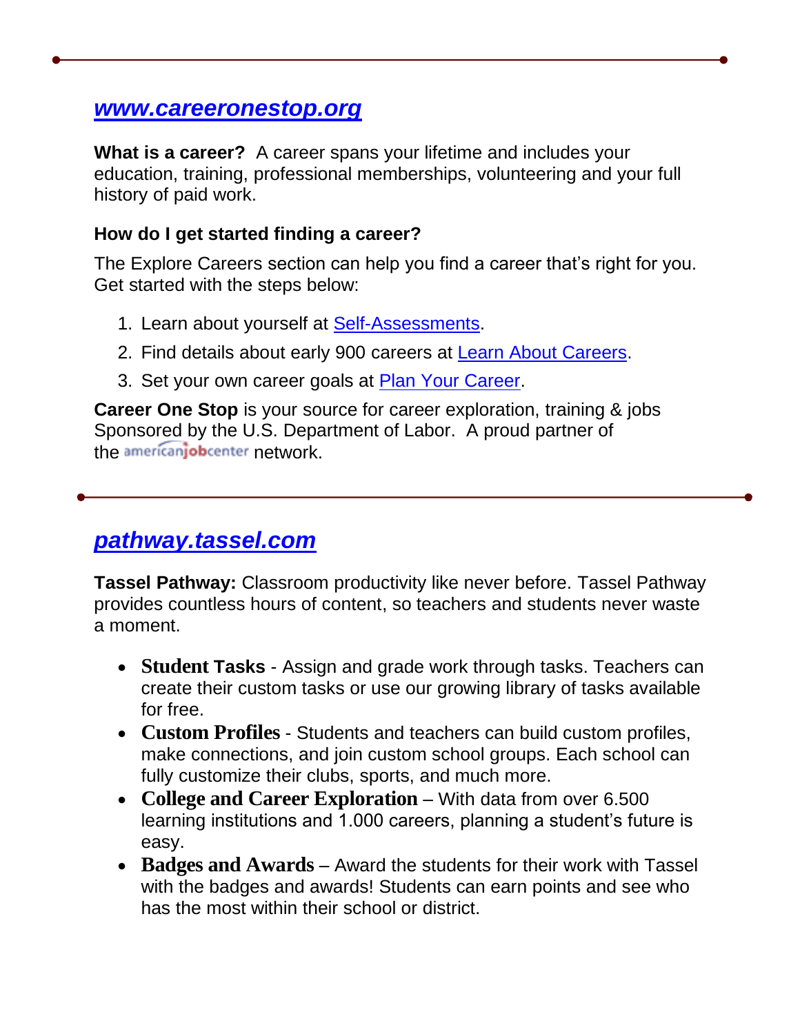---

## [www.careeronestop.org](http://www.careeronestop.org)

**What is a career?** A career spans your lifetime and includes your education, training, professional memberships, volunteering and your full history of paid work.

**How do I get started finding a career?**

The Explore Careers section can help you find a career that's right for you. Get started with the steps below:

1. Learn about yourself at Self-Assessments.
2. Find details about early 900 careers at Learn About Careers.
3. Set your own career goals at Plan Your Career.

**Career One Stop** is your source for career exploration, training & jobs Sponsored by the U.S. Department of Labor. A proud partner of the americanjobcenter network.

---

## [pathway.tassel.com](http://pathway.tassel.com)

**Tassel Pathway:** Classroom productivity like never before. Tassel Pathway provides countless hours of content, so teachers and students never waste a moment.

- **Student Tasks** - Assign and grade work through tasks. Teachers can create their custom tasks or use our growing library of tasks available for free.
- **Custom Profiles** - Students and teachers can build custom profiles, make connections, and join custom school groups. Each school can fully customize their clubs, sports, and much more.
- **College and Career Exploration** – With data from over 6.500 learning institutions and 1.000 careers, planning a student's future is easy.
- **Badges and Awards** – Award the students for their work with Tassel with the badges and awards! Students can earn points and see who has the most within their school or district.